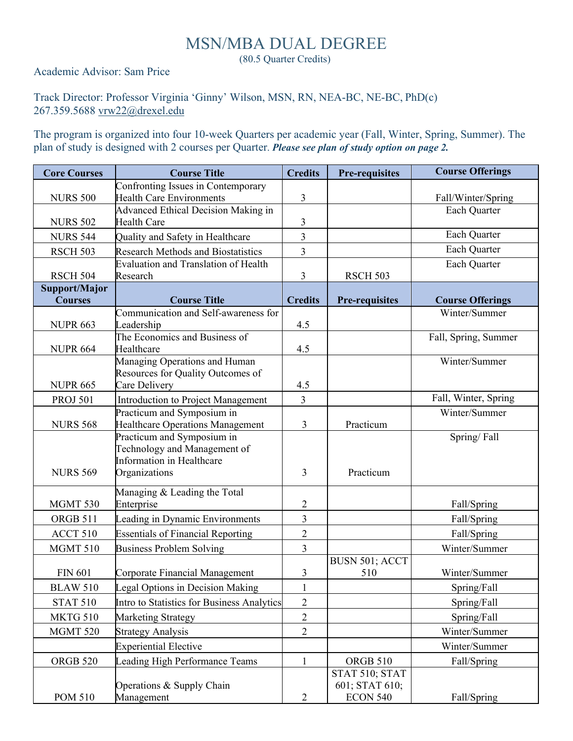# MSN/MBA DUAL DEGREE

(80.5 Quarter Credits)

Academic Advisor: Sam Price

Track Director: Professor Virginia 'Ginny' Wilson, MSN, RN, NEA-BC, NE-BC, PhD(c)
267.359.5688 vrw22@drexel.edu

The program is organized into four 10-week Quarters per academic year (Fall, Winter, Spring, Summer). The plan of study is designed with 2 courses per Quarter. ***Please see plan of study option on page 2.***

| Core Courses | Course Title | Credits | Pre-requisites | Course Offerings |
|---|---|---|---|---|
| NURS 500 | Confronting Issues in Contemporary Health Care Environments | 3 | | Fall/Winter/Spring |
| NURS 502 | Advanced Ethical Decision Making in Health Care | 3 | | Each Quarter |
| NURS 544 | Quality and Safety in Healthcare | 3 | | Each Quarter |
| RSCH 503 | Research Methods and Biostatistics | 3 | | Each Quarter |
| RSCH 504 | Evaluation and Translation of Health Research | 3 | RSCH 503 | Each Quarter |
| **Support/Major Courses** | **Course Title** | **Credits** | **Pre-requisites** | **Course Offerings** |
| NUPR 663 | Communication and Self-awareness for Leadership | 4.5 | | Winter/Summer |
| NUPR 664 | The Economics and Business of Healthcare | 4.5 | | Fall, Spring, Summer |
| NUPR 665 | Managing Operations and Human Resources for Quality Outcomes of Care Delivery | 4.5 | | Winter/Summer |
| PROJ 501 | Introduction to Project Management | 3 | | Fall, Winter, Spring |
| NURS 568 | Practicum and Symposium in Healthcare Operations Management | 3 | Practicum | Winter/Summer |
| NURS 569 | Practicum and Symposium in Technology and Management of Information in Healthcare Organizations | 3 | Practicum | Spring/ Fall |
| MGMT 530 | Managing & Leading the Total Enterprise | 2 | | Fall/Spring |
| ORGB 511 | Leading in Dynamic Environments | 3 | | Fall/Spring |
| ACCT 510 | Essentials of Financial Reporting | 2 | | Fall/Spring |
| MGMT 510 | Business Problem Solving | 3 | | Winter/Summer |
| FIN 601 | Corporate Financial Management | 3 | BUSN 501; ACCT 510 | Winter/Summer |
| BLAW 510 | Legal Options in Decision Making | 1 | | Spring/Fall |
| STAT 510 | Intro to Statistics for Business Analytics | 2 | | Spring/Fall |
| MKTG 510 | Marketing Strategy | 2 | | Spring/Fall |
| MGMT 520 | Strategy Analysis | 2 | | Winter/Summer |
| | Experiential Elective | | | Winter/Summer |
| ORGB 520 | Leading High Performance Teams | 1 | ORGB 510 | Fall/Spring |
| POM 510 | Operations & Supply Chain Management | 2 | STAT 510; STAT 601; STAT 610; ECON 540 | Fall/Spring |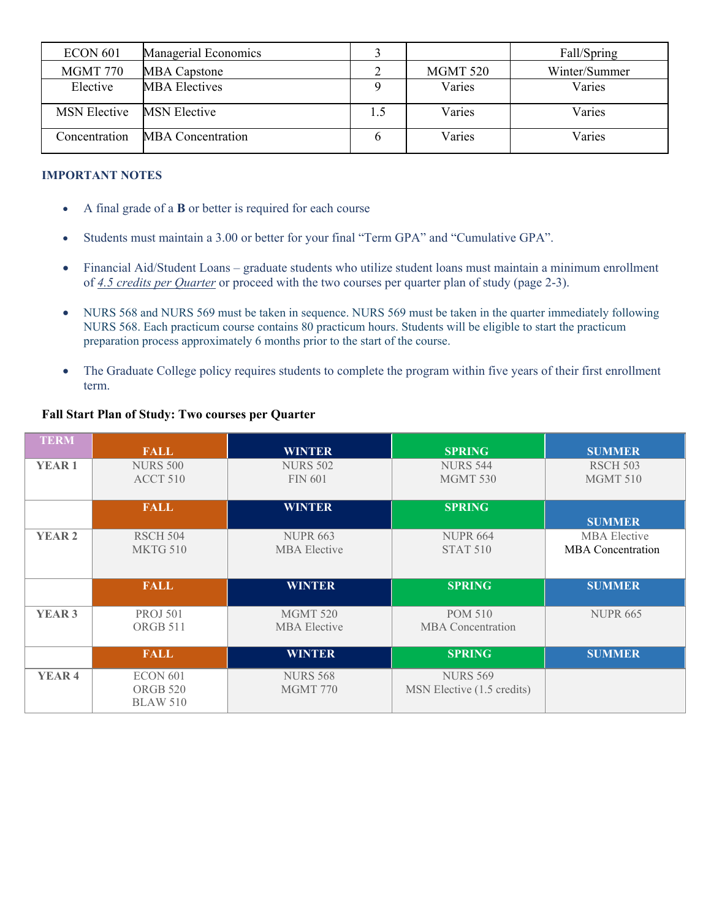| | | | | |
|---|---|---|---|---|
| ECON 601 | Managerial Economics | 3 | | Fall/Spring |
| MGMT 770 | MBA Capstone | 2 | MGMT 520 | Winter/Summer |
| Elective | MBA Electives | 9 | Varies | Varies |
| MSN Elective | MSN Elective | 1.5 | Varies | Varies |
| Concentration | MBA Concentration | 6 | Varies | Varies |

### IMPORTANT NOTES

- A final grade of a **B** or better is required for each course
- Students must maintain a 3.00 or better for your final "Term GPA" and "Cumulative GPA".
- Financial Aid/Student Loans – graduate students who utilize student loans must maintain a minimum enrollment of *4.5 credits per Quarter* or proceed with the two courses per quarter plan of study (page 2-3).
- NURS 568 and NURS 569 must be taken in sequence. NURS 569 must be taken in the quarter immediately following NURS 568. Each practicum course contains 80 practicum hours. Students will be eligible to start the practicum preparation process approximately 6 months prior to the start of the course.
- The Graduate College policy requires students to complete the program within five years of their first enrollment term.

**Fall Start Plan of Study: Two courses per Quarter**

| TERM | FALL | WINTER | SPRING | SUMMER |
|---|---|---|---|---|
| YEAR 1 | NURS 500<br>ACCT 510 | NURS 502<br>FIN 601 | NURS 544<br>MGMT 530 | RSCH 503<br>MGMT 510 |
| | FALL | WINTER | SPRING | SUMMER |
| YEAR 2 | RSCH 504<br>MKTG 510 | NUPR 663<br>MBA Elective | NUPR 664<br>STAT 510 | MBA Elective<br>MBA Concentration |
| | FALL | WINTER | SPRING | SUMMER |
| YEAR 3 | PROJ 501<br>ORGB 511 | MGMT 520<br>MBA Elective | POM 510<br>MBA Concentration | NUPR 665 |
| | FALL | WINTER | SPRING | SUMMER |
| YEAR 4 | ECON 601<br>ORGB 520<br>BLAW 510 | NURS 568<br>MGMT 770 | NURS 569<br>MSN Elective (1.5 credits) | |